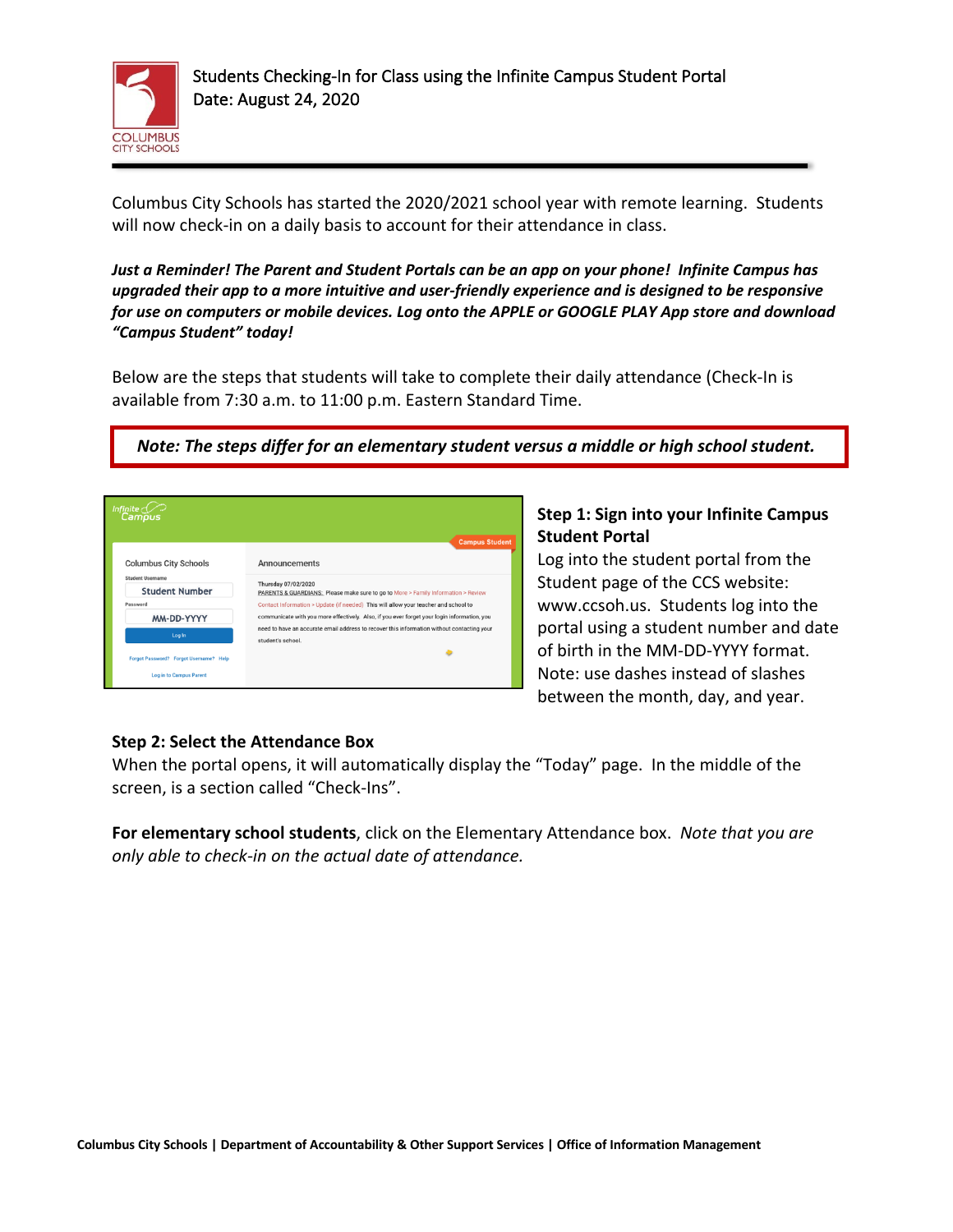# Students Checking-In for Class using the Infinite Campus Student Portal

Date: August 24, 2020

Columbus City Schools has started the 2020/2021 school year with remote learning. Students will now check-in on a daily basis to account for their attendance in class.

***Just a Reminder! The Parent and Student Portals can be an app on your phone! Infinite Campus has upgraded their app to a more intuitive and user-friendly experience and is designed to be responsive for use on computers or mobile devices. Log onto the APPLE or GOOGLE PLAY App store and download "Campus Student" today!***

Below are the steps that students will take to complete their daily attendance (Check-In is available from 7:30 a.m. to 11:00 p.m. Eastern Standard Time.

> ***Note: The steps differ for an elementary student versus a middle or high school student.***

### Step 1: Sign into your Infinite Campus Student Portal

Log into the student portal from the Student page of the CCS website: www.ccsoh.us. Students log into the portal using a student number and date of birth in the MM-DD-YYYY format. Note: use dashes instead of slashes between the month, day, and year.

### Step 2: Select the Attendance Box

When the portal opens, it will automatically display the "Today" page. In the middle of the screen, is a section called "Check-Ins".

**For elementary school students**, click on the Elementary Attendance box. *Note that you are only able to check-in on the actual date of attendance.*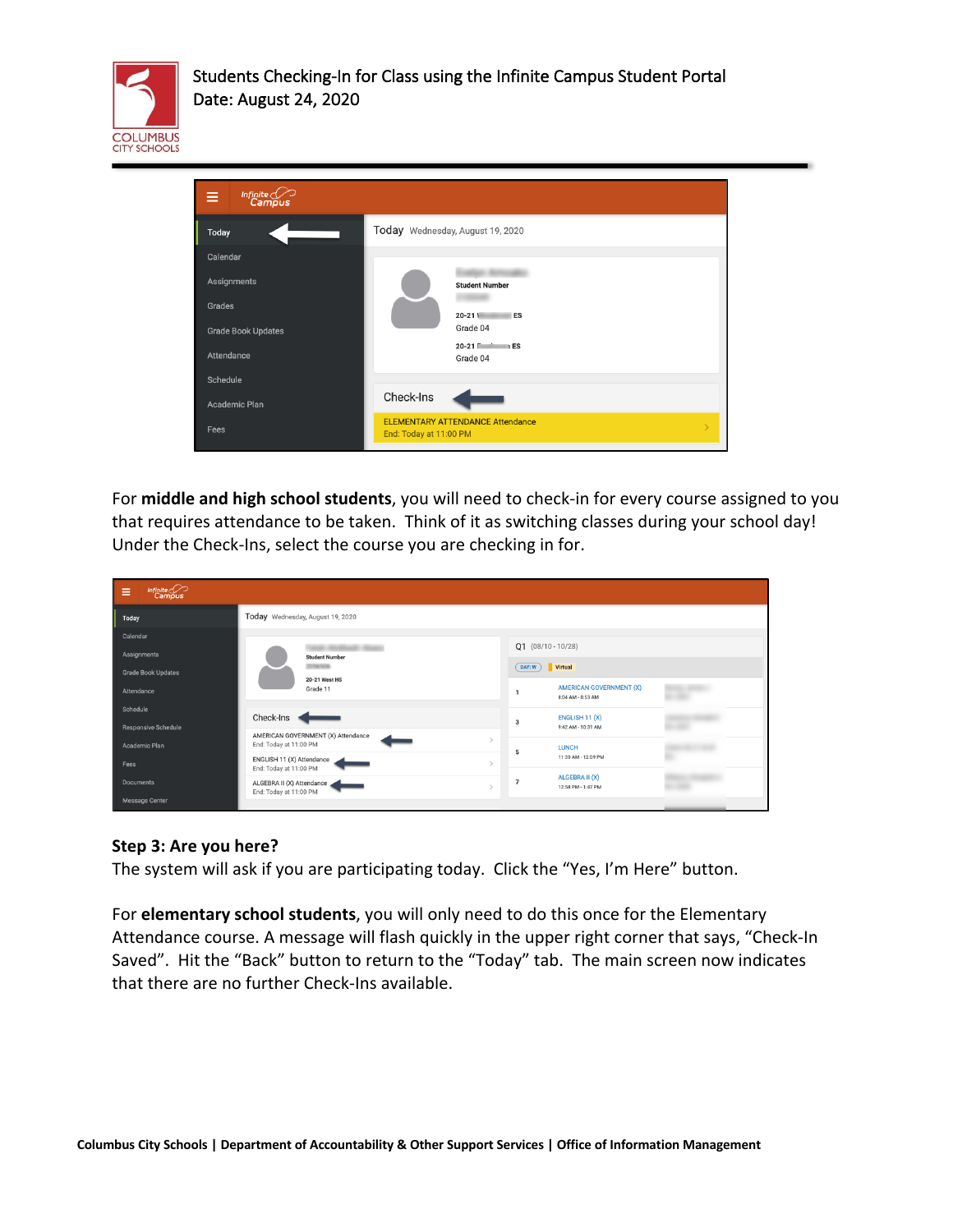For **middle and high school students**, you will need to check-in for every course assigned to you that requires attendance to be taken. Think of it as switching classes during your school day! Under the Check-Ins, select the course you are checking in for.

**Step 3: Are you here?**
The system will ask if you are participating today. Click the "Yes, I'm Here" button.

For **elementary school students**, you will only need to do this once for the Elementary Attendance course. A message will flash quickly in the upper right corner that says, "Check-In Saved". Hit the "Back" button to return to the "Today" tab. The main screen now indicates that there are no further Check-Ins available.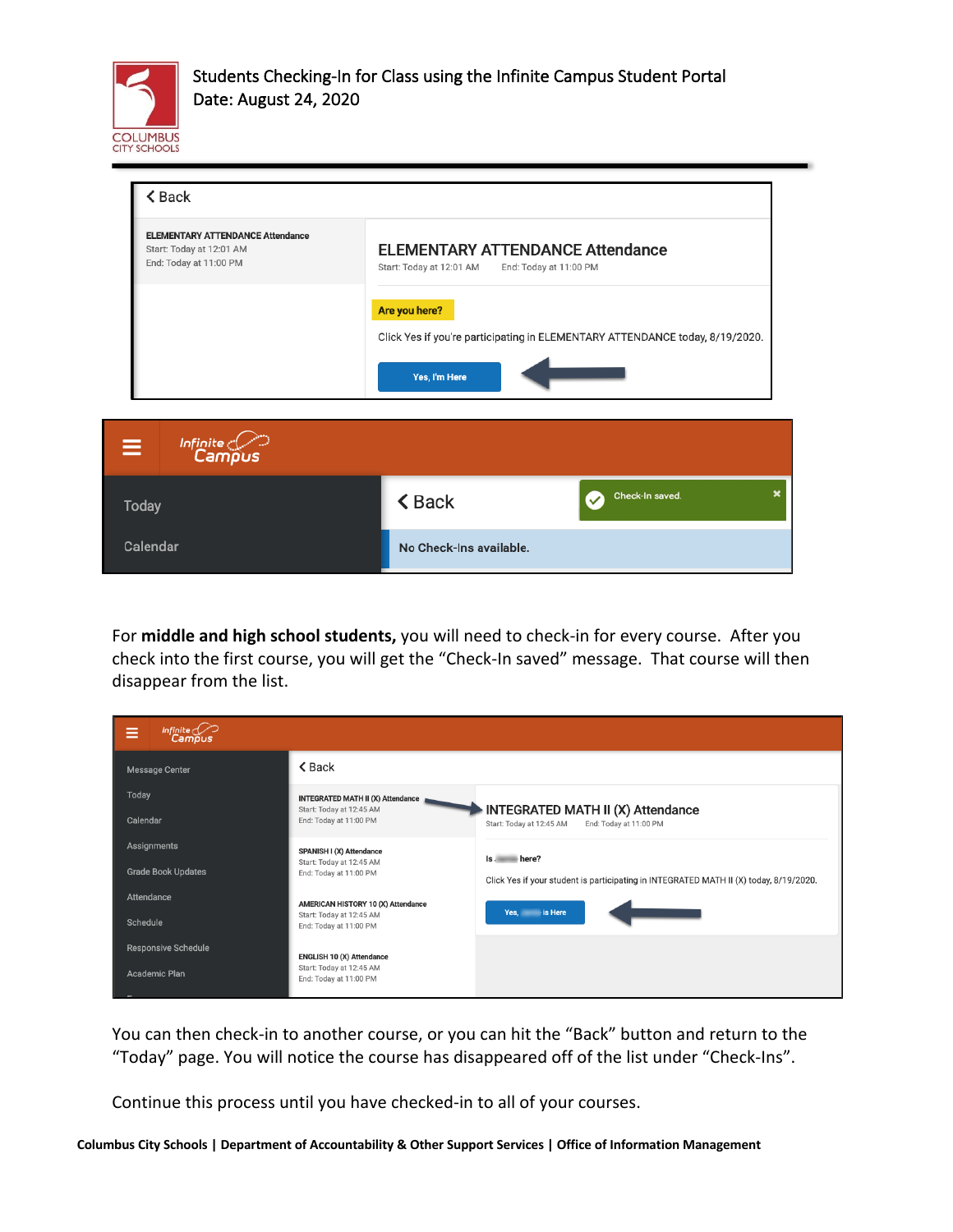For **middle and high school students,** you will need to check-in for every course. After you check into the first course, you will get the "Check-In saved" message. That course will then disappear from the list.

You can then check-in to another course, or you can hit the "Back" button and return to the "Today" page. You will notice the course has disappeared off of the list under "Check-Ins".

Continue this process until you have checked-in to all of your courses.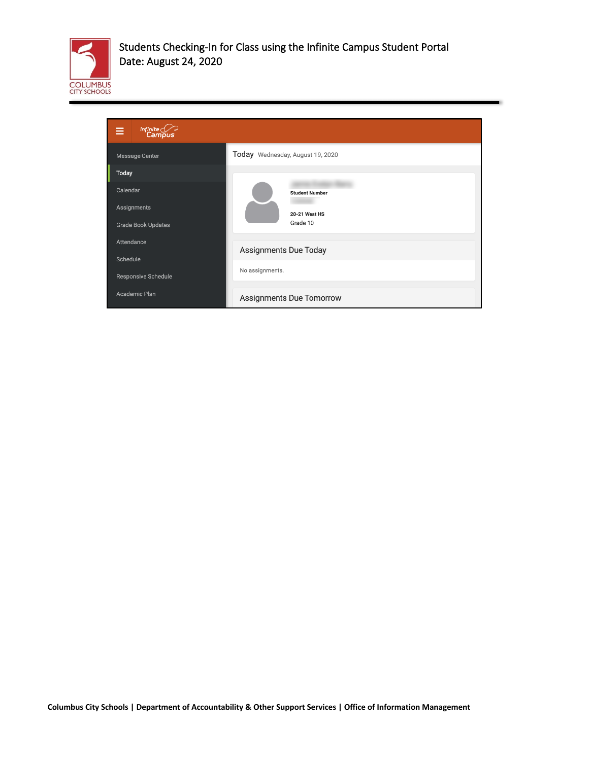Students Checking-In for Class using the Infinite Campus Student Portal
Date: August 24, 2020

Infinite Campus

Message Center
Today
Calendar
Assignments
Grade Book Updates
Attendance
Schedule
Responsive Schedule
Academic Plan

Today Wednesday, August 19, 2020

Student Number

20-21 West HS
Grade 10

Assignments Due Today

No assignments.

Assignments Due Tomorrow